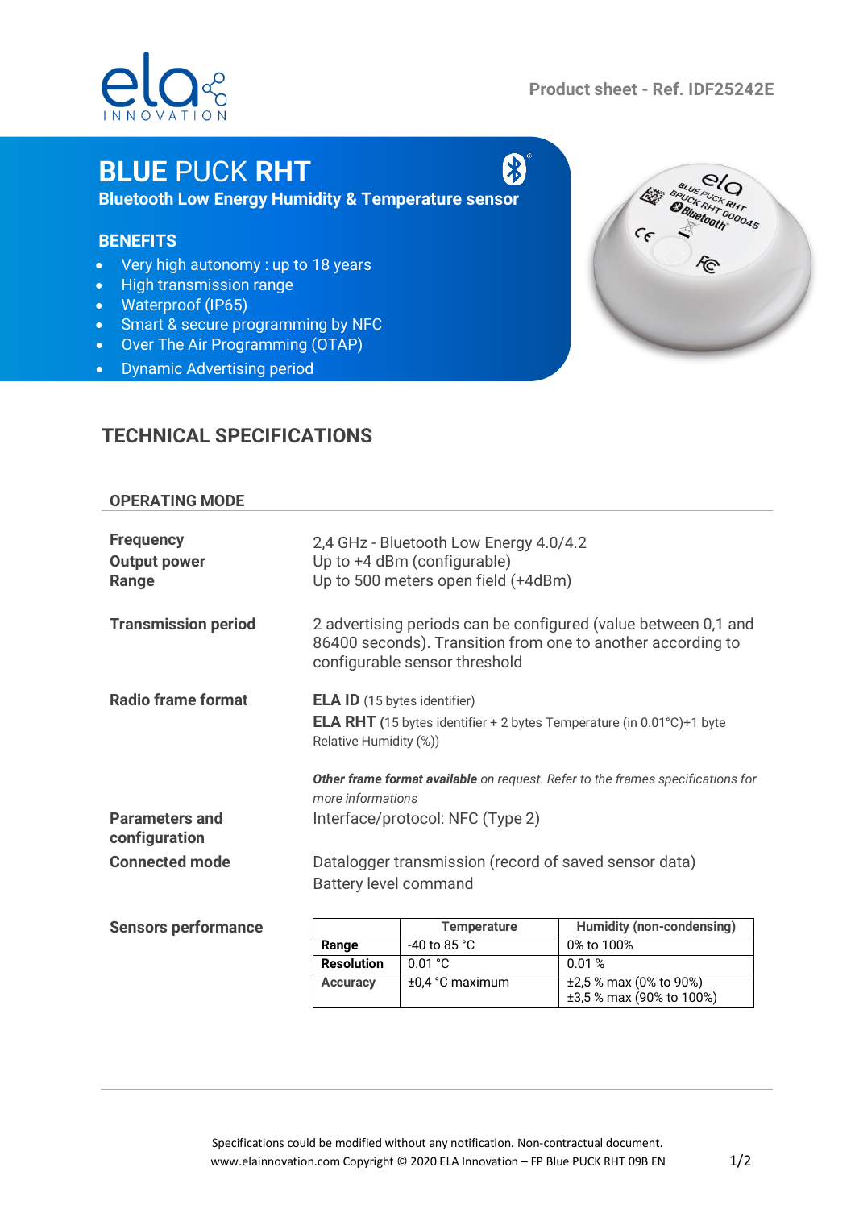Product sheet - Ref. IDF25242E

# BLUE PUCK RHT

**Bluetooth Low Energy Humidity & Temperature sensor**

## BENEFITS

- Very high autonomy : up to 18 years
- High transmission range
- Waterproof (IP65)
- Smart & secure programming by NFC
- Over The Air Programming (OTAP)
- Dynamic Advertising period

## TECHNICAL SPECIFICATIONS

### OPERATING MODE

**Frequency** — 2,4 GHz - Bluetooth Low Energy 4.0/4.2

**Output power** — Up to +4 dBm (configurable)

**Range** — Up to 500 meters open field (+4dBm)

**Transmission period** — 2 advertising periods can be configured (value between 0,1 and 86400 seconds). Transition from one to another according to configurable sensor threshold

**Radio frame format** — **ELA ID** (15 bytes identifier)

**ELA RHT** (15 bytes identifier + 2 bytes Temperature (in 0.01°C)+1 byte Relative Humidity (%))

***Other frame format available*** *on request. Refer to the frames specifications for more informations*

**Parameters and configuration** — Interface/protocol: NFC (Type 2)

**Connected mode** — Datalogger transmission (record of saved sensor data)
Battery level command

**Sensors performance**

| | Temperature | Humidity (non-condensing) |
|---|---|---|
| **Range** | -40 to 85 °C | 0% to 100% |
| **Resolution** | 0.01 °C | 0.01 % |
| **Accuracy** | ±0,4 °C maximum | ±2,5 % max (0% to 90%)<br>±3,5 % max (90% to 100%) |

Specifications could be modified without any notification. Non-contractual document.
www.elainnovation.com Copyright © 2020 ELA Innovation – FP Blue PUCK RHT 09B EN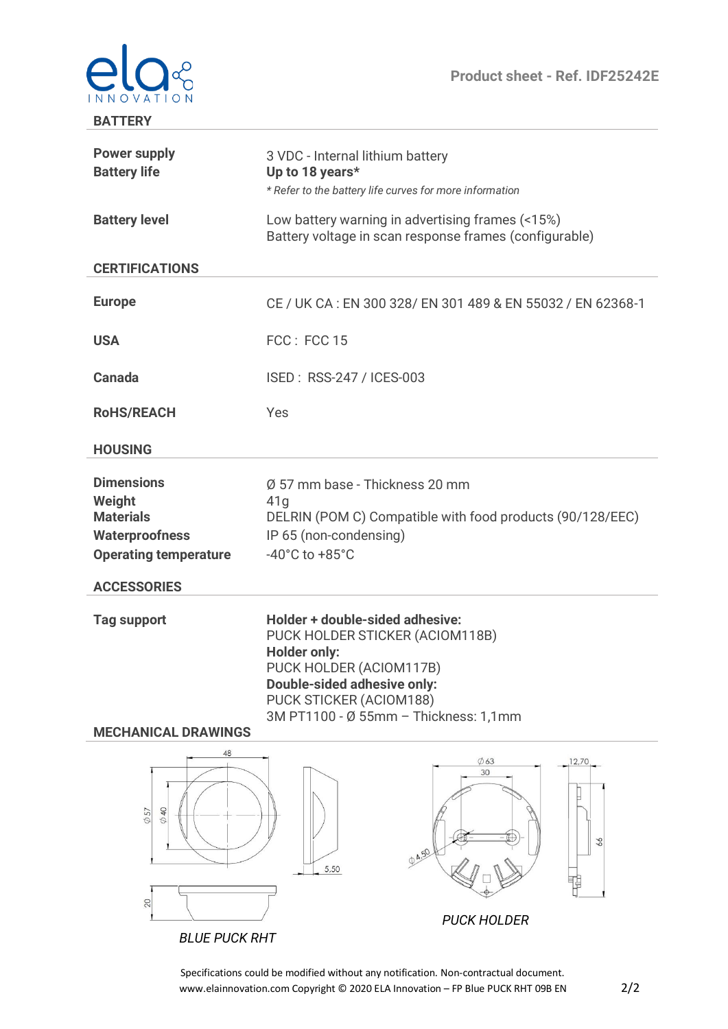## BATTERY

| | |
|---|---|
| **Power supply** | 3 VDC - Internal lithium battery |
| **Battery life** | **Up to 18 years*** <br> *\* Refer to the battery life curves for more information* |
| **Battery level** | Low battery warning in advertising frames (<15%) <br> Battery voltage in scan response frames (configurable) |

## CERTIFICATIONS

| | |
|---|---|
| **Europe** | CE / UK CA : EN 300 328/ EN 301 489 & EN 55032 / EN 62368-1 |
| **USA** | FCC : FCC 15 |
| **Canada** | ISED : RSS-247 / ICES-003 |
| **RoHS/REACH** | Yes |

## HOUSING

| | |
|---|---|
| **Dimensions** | Ø 57 mm base - Thickness 20 mm |
| **Weight** | 41g |
| **Materials** | DELRIN (POM C) Compatible with food products (90/128/EEC) |
| **Waterproofness** | IP 65 (non-condensing) |
| **Operating temperature** | -40°C to +85°C |

## ACCESSORIES

| | |
|---|---|
| **Tag support** | **Holder + double-sided adhesive:** <br> PUCK HOLDER STICKER (ACIOM118B) <br> **Holder only:** <br> PUCK HOLDER (ACIOM117B) <br> **Double-sided adhesive only:** <br> PUCK STICKER (ACIOM188) <br> 3M PT1100 - Ø 55mm – Thickness: 1,1mm |

## MECHANICAL DRAWINGS

48
Ø 57
Ø 40
5.50
20

*BLUE PUCK RHT*

Ø 63
30
12,70
Ø 4,50
66

*PUCK HOLDER*

Specifications could be modified without any notification. Non-contractual document.
www.elainnovation.com Copyright © 2020 ELA Innovation – FP Blue PUCK RHT 09B EN